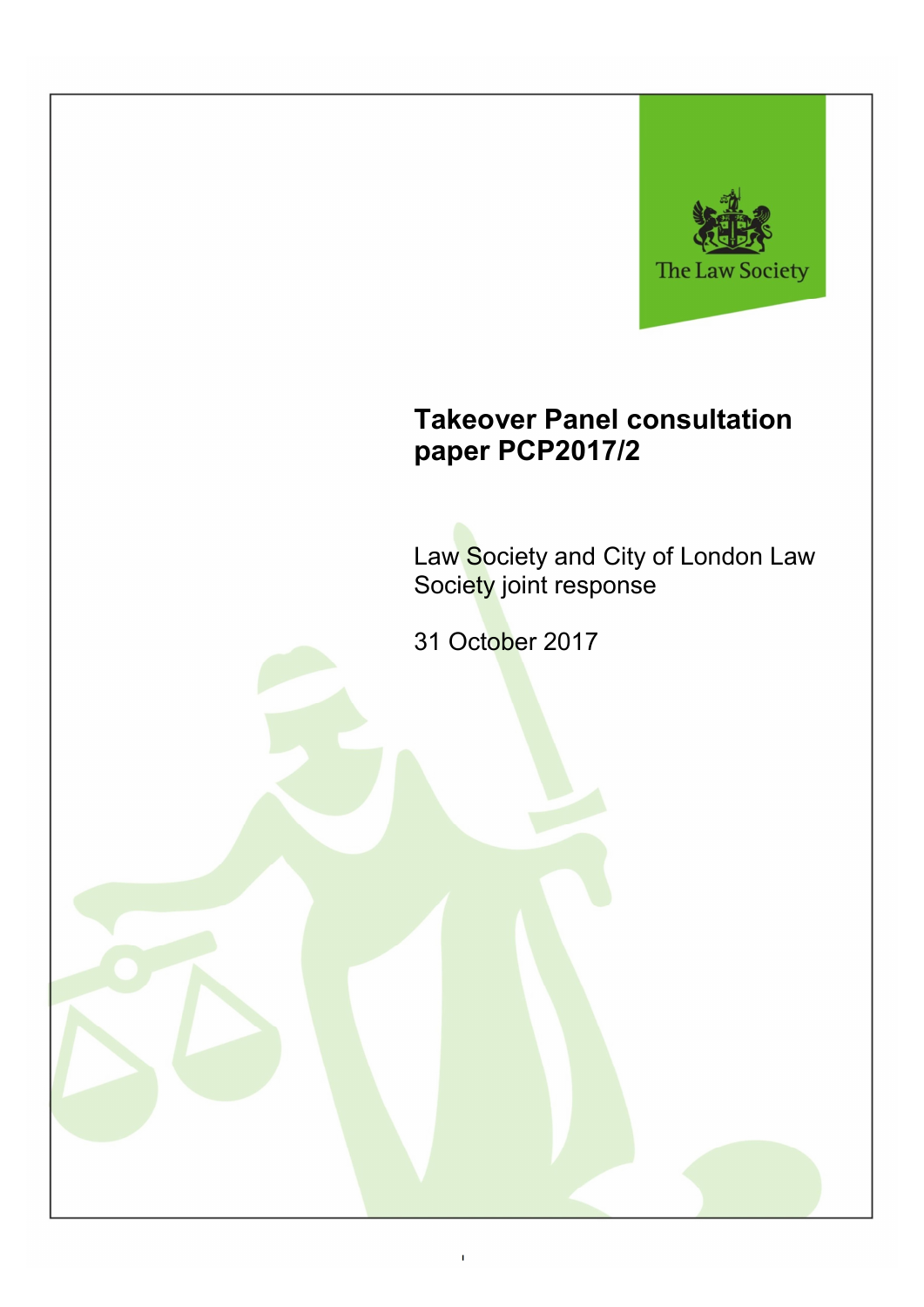The Law Society

# Takeover Panel consultation paper PCP2017/2

Law Society and City of London Law Society joint response

31 October 2017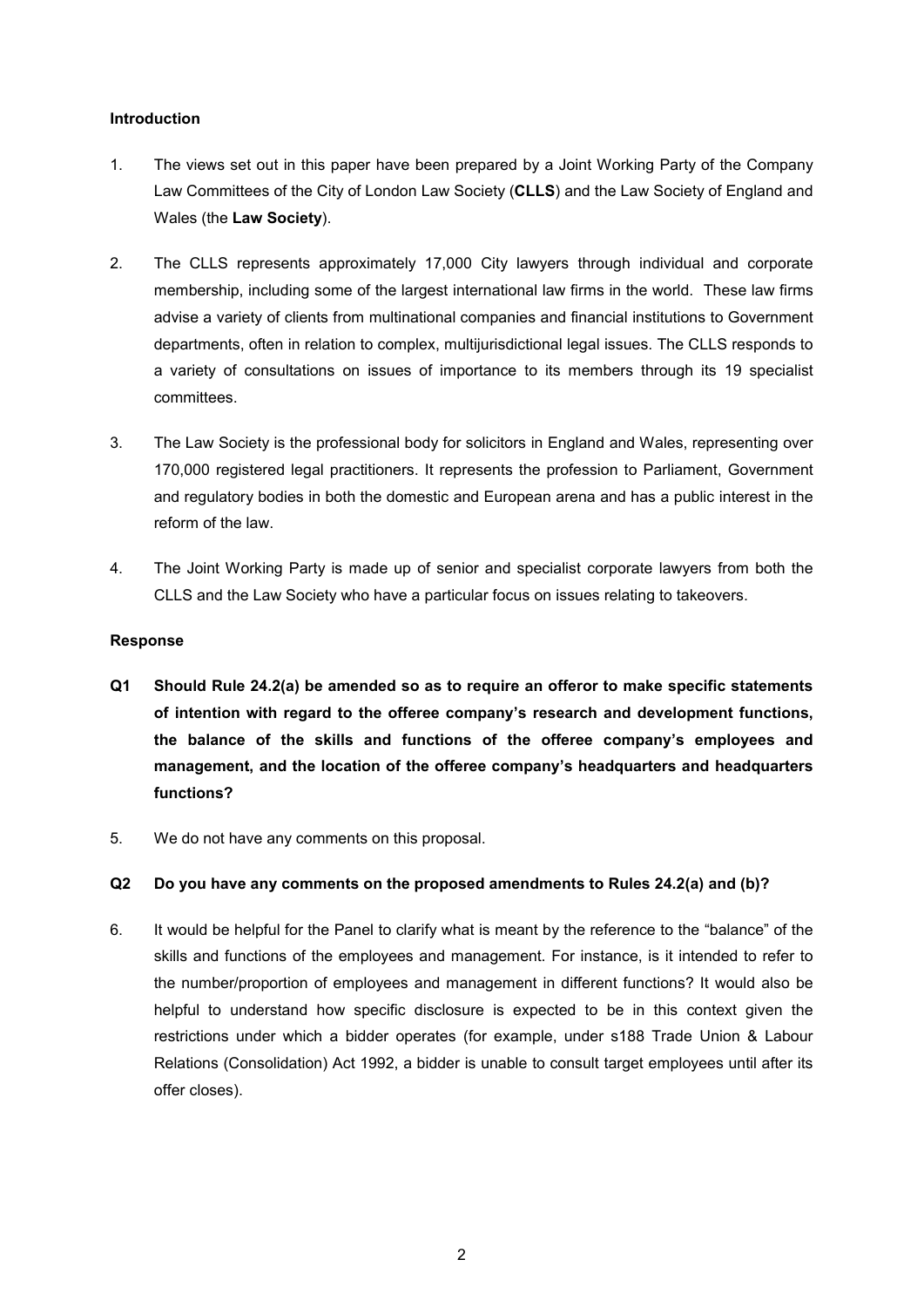**Introduction**

1. The views set out in this paper have been prepared by a Joint Working Party of the Company Law Committees of the City of London Law Society (**CLLS**) and the Law Society of England and Wales (the **Law Society**).

2. The CLLS represents approximately 17,000 City lawyers through individual and corporate membership, including some of the largest international law firms in the world. These law firms advise a variety of clients from multinational companies and financial institutions to Government departments, often in relation to complex, multijurisdictional legal issues. The CLLS responds to a variety of consultations on issues of importance to its members through its 19 specialist committees.

3. The Law Society is the professional body for solicitors in England and Wales, representing over 170,000 registered legal practitioners. It represents the profession to Parliament, Government and regulatory bodies in both the domestic and European arena and has a public interest in the reform of the law.

4. The Joint Working Party is made up of senior and specialist corporate lawyers from both the CLLS and the Law Society who have a particular focus on issues relating to takeovers.

**Response**

**Q1 Should Rule 24.2(a) be amended so as to require an offeror to make specific statements of intention with regard to the offeree company's research and development functions, the balance of the skills and functions of the offeree company's employees and management, and the location of the offeree company's headquarters and headquarters functions?**

5. We do not have any comments on this proposal.

**Q2 Do you have any comments on the proposed amendments to Rules 24.2(a) and (b)?**

6. It would be helpful for the Panel to clarify what is meant by the reference to the "balance" of the skills and functions of the employees and management. For instance, is it intended to refer to the number/proportion of employees and management in different functions? It would also be helpful to understand how specific disclosure is expected to be in this context given the restrictions under which a bidder operates (for example, under s188 Trade Union & Labour Relations (Consolidation) Act 1992, a bidder is unable to consult target employees until after its offer closes).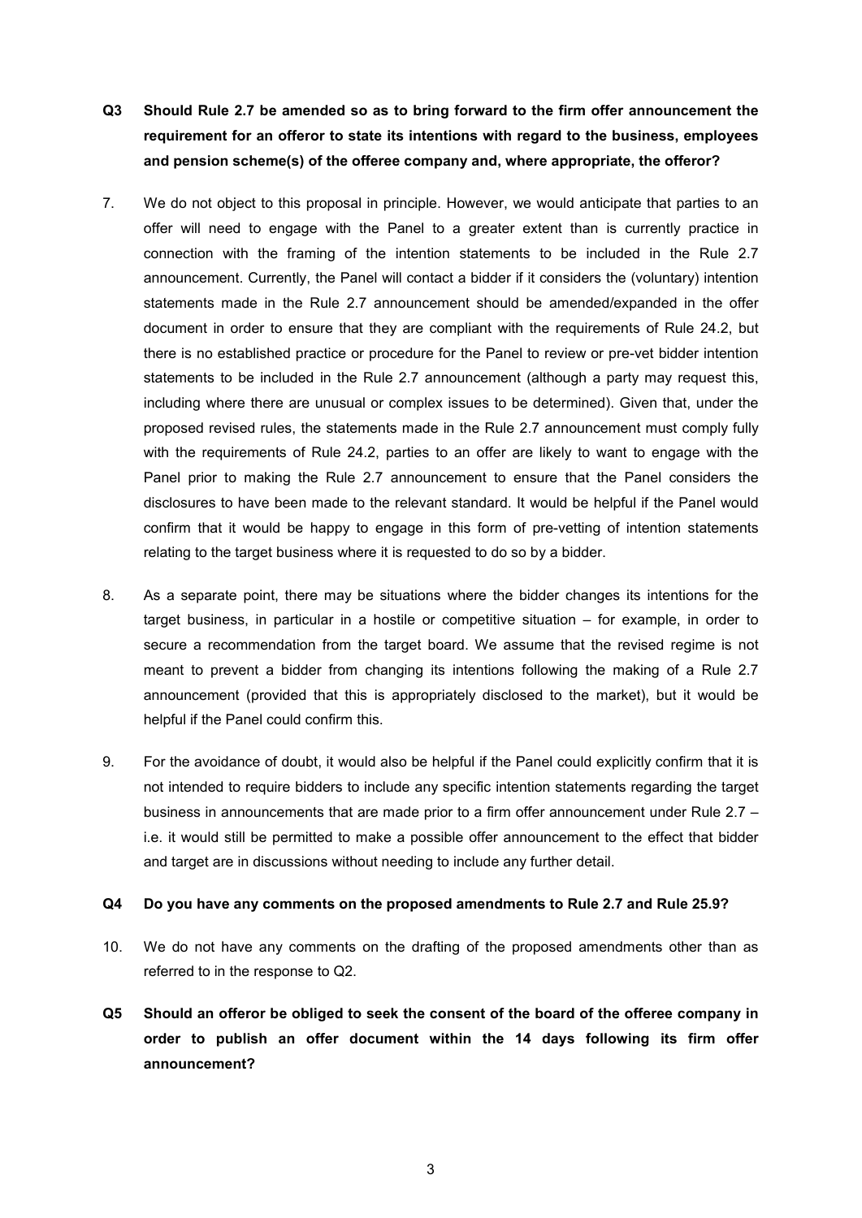**Q3 Should Rule 2.7 be amended so as to bring forward to the firm offer announcement the requirement for an offeror to state its intentions with regard to the business, employees and pension scheme(s) of the offeree company and, where appropriate, the offeror?**

7. We do not object to this proposal in principle. However, we would anticipate that parties to an offer will need to engage with the Panel to a greater extent than is currently practice in connection with the framing of the intention statements to be included in the Rule 2.7 announcement. Currently, the Panel will contact a bidder if it considers the (voluntary) intention statements made in the Rule 2.7 announcement should be amended/expanded in the offer document in order to ensure that they are compliant with the requirements of Rule 24.2, but there is no established practice or procedure for the Panel to review or pre-vet bidder intention statements to be included in the Rule 2.7 announcement (although a party may request this, including where there are unusual or complex issues to be determined). Given that, under the proposed revised rules, the statements made in the Rule 2.7 announcement must comply fully with the requirements of Rule 24.2, parties to an offer are likely to want to engage with the Panel prior to making the Rule 2.7 announcement to ensure that the Panel considers the disclosures to have been made to the relevant standard. It would be helpful if the Panel would confirm that it would be happy to engage in this form of pre-vetting of intention statements relating to the target business where it is requested to do so by a bidder.

8. As a separate point, there may be situations where the bidder changes its intentions for the target business, in particular in a hostile or competitive situation – for example, in order to secure a recommendation from the target board. We assume that the revised regime is not meant to prevent a bidder from changing its intentions following the making of a Rule 2.7 announcement (provided that this is appropriately disclosed to the market), but it would be helpful if the Panel could confirm this.

9. For the avoidance of doubt, it would also be helpful if the Panel could explicitly confirm that it is not intended to require bidders to include any specific intention statements regarding the target business in announcements that are made prior to a firm offer announcement under Rule 2.7 – i.e. it would still be permitted to make a possible offer announcement to the effect that bidder and target are in discussions without needing to include any further detail.

**Q4 Do you have any comments on the proposed amendments to Rule 2.7 and Rule 25.9?**

10. We do not have any comments on the drafting of the proposed amendments other than as referred to in the response to Q2.

**Q5 Should an offeror be obliged to seek the consent of the board of the offeree company in order to publish an offer document within the 14 days following its firm offer announcement?**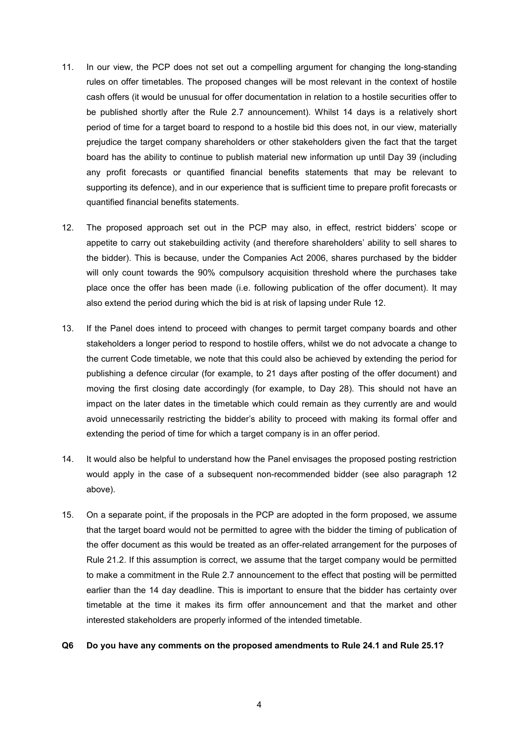11. In our view, the PCP does not set out a compelling argument for changing the long-standing rules on offer timetables. The proposed changes will be most relevant in the context of hostile cash offers (it would be unusual for offer documentation in relation to a hostile securities offer to be published shortly after the Rule 2.7 announcement). Whilst 14 days is a relatively short period of time for a target board to respond to a hostile bid this does not, in our view, materially prejudice the target company shareholders or other stakeholders given the fact that the target board has the ability to continue to publish material new information up until Day 39 (including any profit forecasts or quantified financial benefits statements that may be relevant to supporting its defence), and in our experience that is sufficient time to prepare profit forecasts or quantified financial benefits statements.

12. The proposed approach set out in the PCP may also, in effect, restrict bidders' scope or appetite to carry out stakebuilding activity (and therefore shareholders' ability to sell shares to the bidder). This is because, under the Companies Act 2006, shares purchased by the bidder will only count towards the 90% compulsory acquisition threshold where the purchases take place once the offer has been made (i.e. following publication of the offer document). It may also extend the period during which the bid is at risk of lapsing under Rule 12.

13. If the Panel does intend to proceed with changes to permit target company boards and other stakeholders a longer period to respond to hostile offers, whilst we do not advocate a change to the current Code timetable, we note that this could also be achieved by extending the period for publishing a defence circular (for example, to 21 days after posting of the offer document) and moving the first closing date accordingly (for example, to Day 28). This should not have an impact on the later dates in the timetable which could remain as they currently are and would avoid unnecessarily restricting the bidder's ability to proceed with making its formal offer and extending the period of time for which a target company is in an offer period.

14. It would also be helpful to understand how the Panel envisages the proposed posting restriction would apply in the case of a subsequent non-recommended bidder (see also paragraph 12 above).

15. On a separate point, if the proposals in the PCP are adopted in the form proposed, we assume that the target board would not be permitted to agree with the bidder the timing of publication of the offer document as this would be treated as an offer-related arrangement for the purposes of Rule 21.2. If this assumption is correct, we assume that the target company would be permitted to make a commitment in the Rule 2.7 announcement to the effect that posting will be permitted earlier than the 14 day deadline. This is important to ensure that the bidder has certainty over timetable at the time it makes its firm offer announcement and that the market and other interested stakeholders are properly informed of the intended timetable.

**Q6 Do you have any comments on the proposed amendments to Rule 24.1 and Rule 25.1?**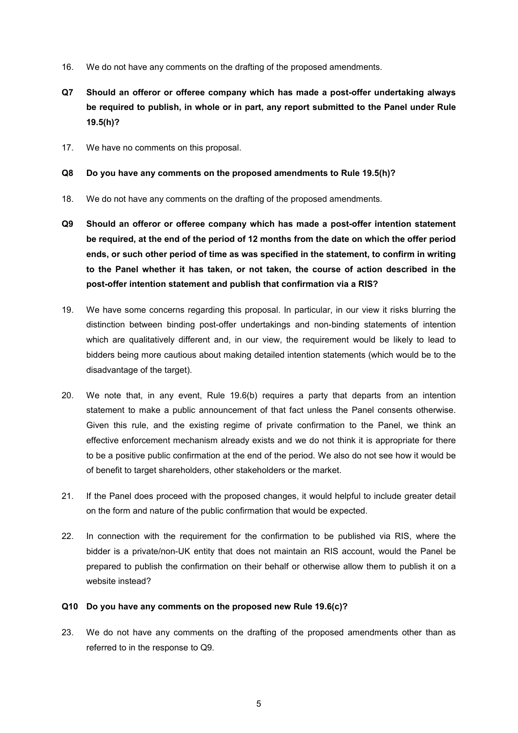16. We do not have any comments on the drafting of the proposed amendments.

**Q7 Should an offeror or offeree company which has made a post-offer undertaking always be required to publish, in whole or in part, any report submitted to the Panel under Rule 19.5(h)?**

17. We have no comments on this proposal.

**Q8 Do you have any comments on the proposed amendments to Rule 19.5(h)?**

18. We do not have any comments on the drafting of the proposed amendments.

**Q9 Should an offeror or offeree company which has made a post-offer intention statement be required, at the end of the period of 12 months from the date on which the offer period ends, or such other period of time as was specified in the statement, to confirm in writing to the Panel whether it has taken, or not taken, the course of action described in the post-offer intention statement and publish that confirmation via a RIS?**

19. We have some concerns regarding this proposal. In particular, in our view it risks blurring the distinction between binding post-offer undertakings and non-binding statements of intention which are qualitatively different and, in our view, the requirement would be likely to lead to bidders being more cautious about making detailed intention statements (which would be to the disadvantage of the target).

20. We note that, in any event, Rule 19.6(b) requires a party that departs from an intention statement to make a public announcement of that fact unless the Panel consents otherwise. Given this rule, and the existing regime of private confirmation to the Panel, we think an effective enforcement mechanism already exists and we do not think it is appropriate for there to be a positive public confirmation at the end of the period. We also do not see how it would be of benefit to target shareholders, other stakeholders or the market.

21. If the Panel does proceed with the proposed changes, it would helpful to include greater detail on the form and nature of the public confirmation that would be expected.

22. In connection with the requirement for the confirmation to be published via RIS, where the bidder is a private/non-UK entity that does not maintain an RIS account, would the Panel be prepared to publish the confirmation on their behalf or otherwise allow them to publish it on a website instead?

**Q10 Do you have any comments on the proposed new Rule 19.6(c)?**

23. We do not have any comments on the drafting of the proposed amendments other than as referred to in the response to Q9.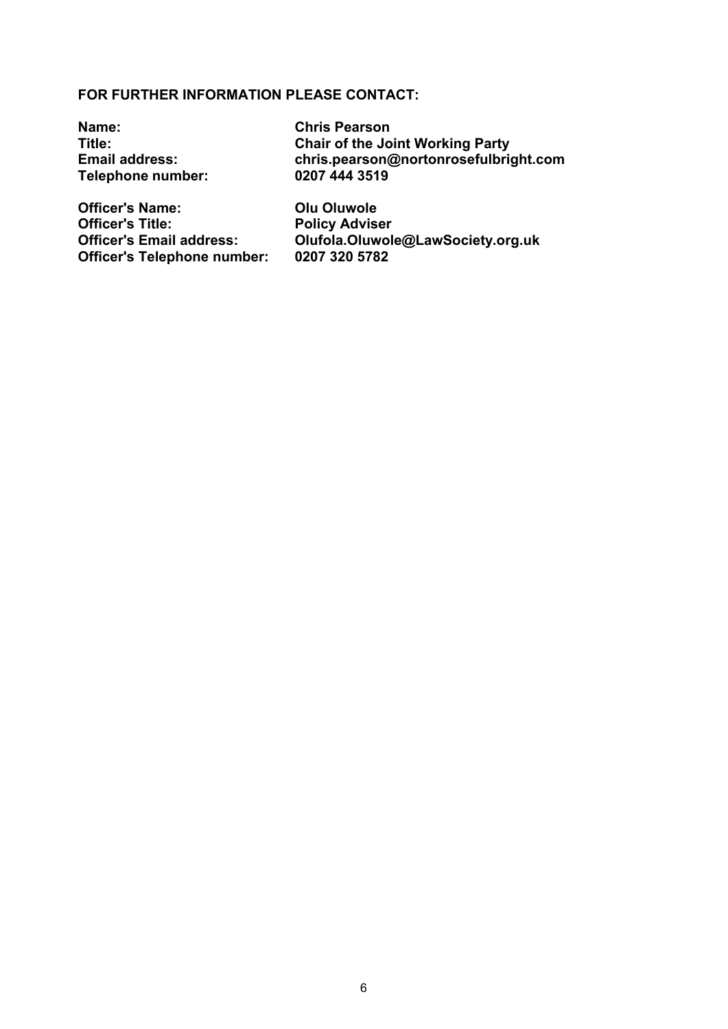**FOR FURTHER INFORMATION PLEASE CONTACT:**

**Name:** **Chris Pearson**
**Title:** **Chair of the Joint Working Party**
**Email address:** **chris.pearson@nortonrosefulbright.com**
**Telephone number:** **0207 444 3519**

**Officer's Name:** **Olu Oluwole**
**Officer's Title:** **Policy Adviser**
**Officer's Email address:** **Olufola.Oluwole@LawSociety.org.uk**
**Officer's Telephone number:** **0207 320 5782**